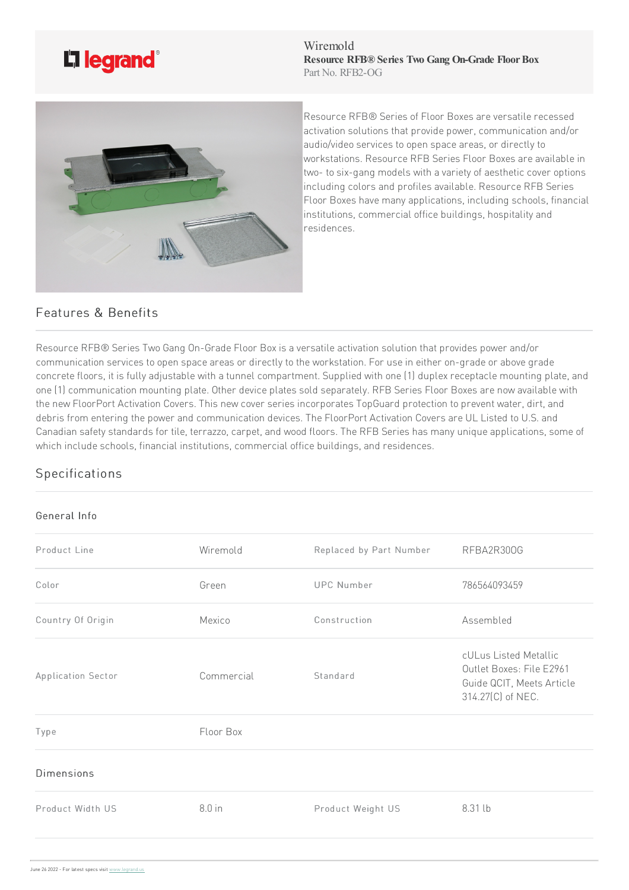Wiremold
**Resource RFB® Series Two Gang On-Grade Floor Box**
Part No. RFB2-OG

Resource RFB® Series of Floor Boxes are versatile recessed activation solutions that provide power, communication and/or audio/video services to open space areas, or directly to workstations. Resource RFB Series Floor Boxes are available in two- to six-gang models with a variety of aesthetic cover options including colors and profiles available. Resource RFB Series Floor Boxes have many applications, including schools, financial institutions, commercial office buildings, hospitality and residences.

## Features & Benefits

Resource RFB® Series Two Gang On-Grade Floor Box is a versatile activation solution that provides power and/or communication services to open space areas or directly to the workstation. For use in either on-grade or above grade concrete floors, it is fully adjustable with a tunnel compartment. Supplied with one (1) duplex receptacle mounting plate, and one (1) communication mounting plate. Other device plates sold separately. RFB Series Floor Boxes are now available with the new FloorPort Activation Covers. This new cover series incorporates TopGuard protection to prevent water, dirt, and debris from entering the power and communication devices. The FloorPort Activation Covers are UL Listed to U.S. and Canadian safety standards for tile, terrazzo, carpet, and wood floors. The RFB Series has many unique applications, some of which include schools, financial institutions, commercial office buildings, and residences.

## Specifications

### General Info

| | | | |
|---|---|---|---|
| Product Line | Wiremold | Replaced by Part Number | RFBA2R30OG |
| Color | Green | UPC Number | 786564093459 |
| Country Of Origin | Mexico | Construction | Assembled |
| Application Sector | Commercial | Standard | cULus Listed Metallic Outlet Boxes: File E2961 Guide QCIT, Meets Article 314.27(C) of NEC. |
| Type | Floor Box | | |

### Dimensions

| | | | |
|---|---|---|---|
| Product Width US | 8.0 in | Product Weight US | 8.31 lb |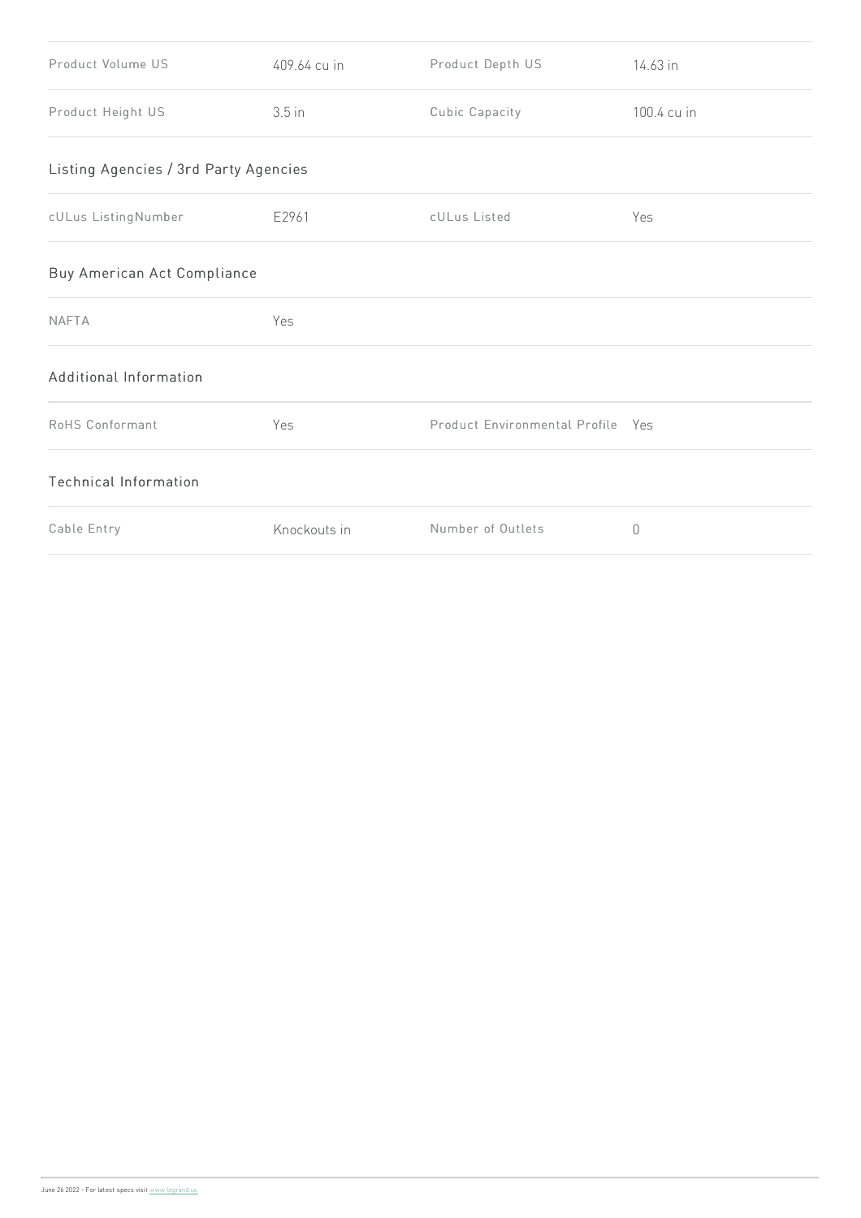| | | | |
|---|---|---|---|
| Product Volume US | 409.64 cu in | Product Depth US | 14.63 in |
| Product Height US | 3.5 in | Cubic Capacity | 100.4 cu in |

## Listing Agencies / 3rd Party Agencies

| | | | |
|---|---|---|---|
| cULus ListingNumber | E2961 | cULus Listed | Yes |

## Buy American Act Compliance

| | |
|---|---|
| NAFTA | Yes |

## Additional Information

| | | | |
|---|---|---|---|
| RoHS Conformant | Yes | Product Environmental Profile | Yes |

## Technical Information

| | | | |
|---|---|---|---|
| Cable Entry | Knockouts in | Number of Outlets | 0 |

June 26 2022 - For latest specs visit www.legrand.us